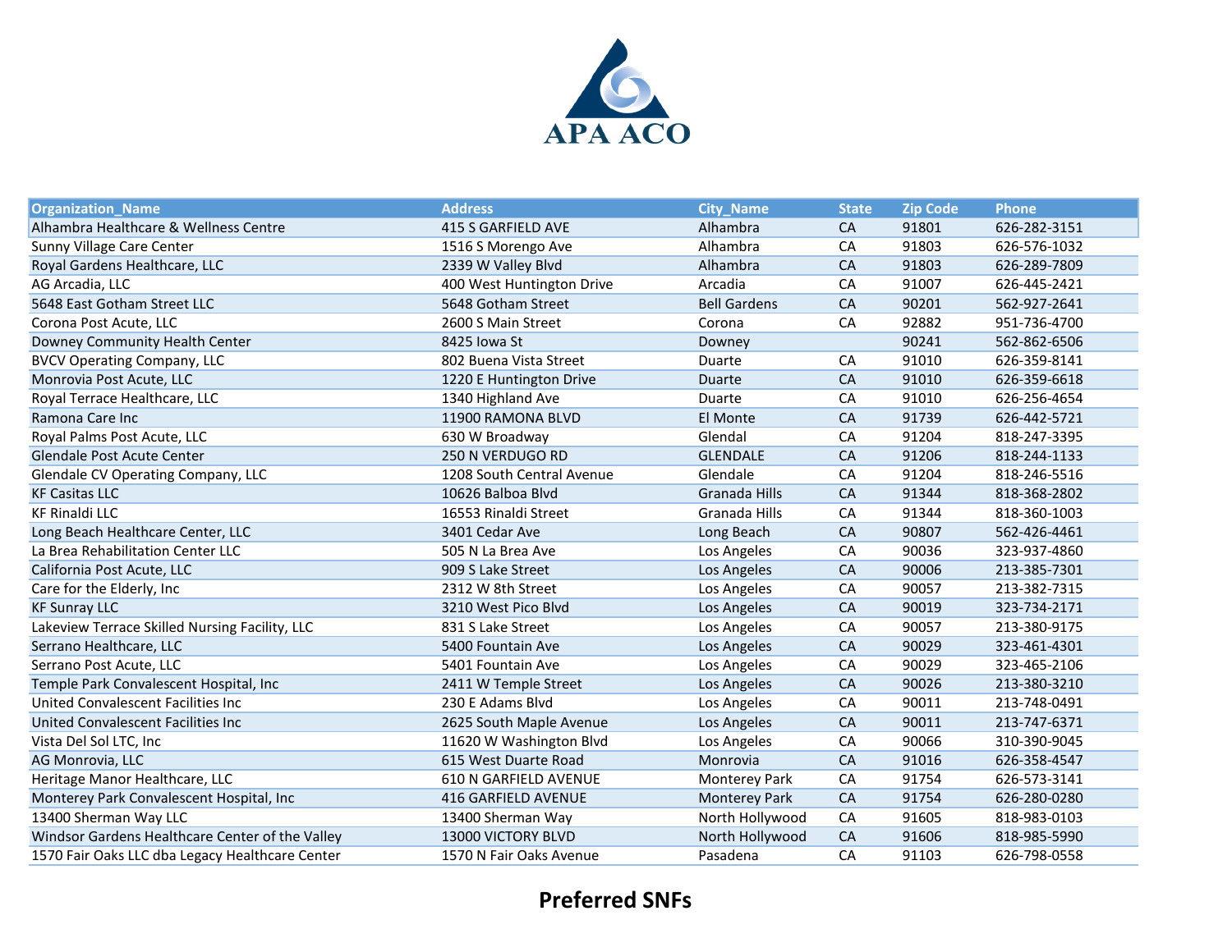APA ACO

| Organization_Name | Address | City_Name | State | Zip Code | Phone |
|---|---|---|---|---|---|
| Alhambra Healthcare & Wellness Centre | 415 S GARFIELD AVE | Alhambra | CA | 91801 | 626-282-3151 |
| Sunny Village Care Center | 1516 S Morengo Ave | Alhambra | CA | 91803 | 626-576-1032 |
| Royal Gardens Healthcare, LLC | 2339 W Valley Blvd | Alhambra | CA | 91803 | 626-289-7809 |
| AG Arcadia, LLC | 400 West Huntington Drive | Arcadia | CA | 91007 | 626-445-2421 |
| 5648 East Gotham Street LLC | 5648 Gotham Street | Bell Gardens | CA | 90201 | 562-927-2641 |
| Corona Post Acute, LLC | 2600 S Main Street | Corona | CA | 92882 | 951-736-4700 |
| Downey Community Health Center | 8425 Iowa St | Downey | | 90241 | 562-862-6506 |
| BVCV Operating Company, LLC | 802 Buena Vista Street | Duarte | CA | 91010 | 626-359-8141 |
| Monrovia Post Acute, LLC | 1220 E Huntington Drive | Duarte | CA | 91010 | 626-359-6618 |
| Royal Terrace Healthcare, LLC | 1340 Highland Ave | Duarte | CA | 91010 | 626-256-4654 |
| Ramona Care Inc | 11900 RAMONA BLVD | El Monte | CA | 91739 | 626-442-5721 |
| Royal Palms Post Acute, LLC | 630 W Broadway | Glendal | CA | 91204 | 818-247-3395 |
| Glendale Post Acute Center | 250 N VERDUGO RD | GLENDALE | CA | 91206 | 818-244-1133 |
| Glendale CV Operating Company, LLC | 1208 South Central Avenue | Glendale | CA | 91204 | 818-246-5516 |
| KF Casitas LLC | 10626 Balboa Blvd | Granada Hills | CA | 91344 | 818-368-2802 |
| KF Rinaldi LLC | 16553 Rinaldi Street | Granada Hills | CA | 91344 | 818-360-1003 |
| Long Beach Healthcare Center, LLC | 3401 Cedar Ave | Long Beach | CA | 90807 | 562-426-4461 |
| La Brea Rehabilitation Center LLC | 505 N La Brea Ave | Los Angeles | CA | 90036 | 323-937-4860 |
| California Post Acute, LLC | 909 S Lake Street | Los Angeles | CA | 90006 | 213-385-7301 |
| Care for the Elderly, Inc | 2312 W 8th Street | Los Angeles | CA | 90057 | 213-382-7315 |
| KF Sunray LLC | 3210 West Pico Blvd | Los Angeles | CA | 90019 | 323-734-2171 |
| Lakeview Terrace Skilled Nursing Facility, LLC | 831 S Lake Street | Los Angeles | CA | 90057 | 213-380-9175 |
| Serrano Healthcare, LLC | 5400 Fountain Ave | Los Angeles | CA | 90029 | 323-461-4301 |
| Serrano Post Acute, LLC | 5401 Fountain Ave | Los Angeles | CA | 90029 | 323-465-2106 |
| Temple Park Convalescent Hospital, Inc | 2411 W Temple Street | Los Angeles | CA | 90026 | 213-380-3210 |
| United Convalescent Facilities Inc | 230 E Adams Blvd | Los Angeles | CA | 90011 | 213-748-0491 |
| United Convalescent Facilities Inc | 2625 South Maple Avenue | Los Angeles | CA | 90011 | 213-747-6371 |
| Vista Del Sol LTC, Inc | 11620 W Washington Blvd | Los Angeles | CA | 90066 | 310-390-9045 |
| AG Monrovia, LLC | 615 West Duarte Road | Monrovia | CA | 91016 | 626-358-4547 |
| Heritage Manor Healthcare, LLC | 610 N GARFIELD AVENUE | Monterey Park | CA | 91754 | 626-573-3141 |
| Monterey Park Convalescent Hospital, Inc | 416 GARFIELD AVENUE | Monterey Park | CA | 91754 | 626-280-0280 |
| 13400 Sherman Way LLC | 13400 Sherman Way | North Hollywood | CA | 91605 | 818-983-0103 |
| Windsor Gardens Healthcare Center of the Valley | 13000 VICTORY BLVD | North Hollywood | CA | 91606 | 818-985-5990 |
| 1570 Fair Oaks LLC dba Legacy Healthcare Center | 1570 N Fair Oaks Avenue | Pasadena | CA | 91103 | 626-798-0558 |

**Preferred SNFs**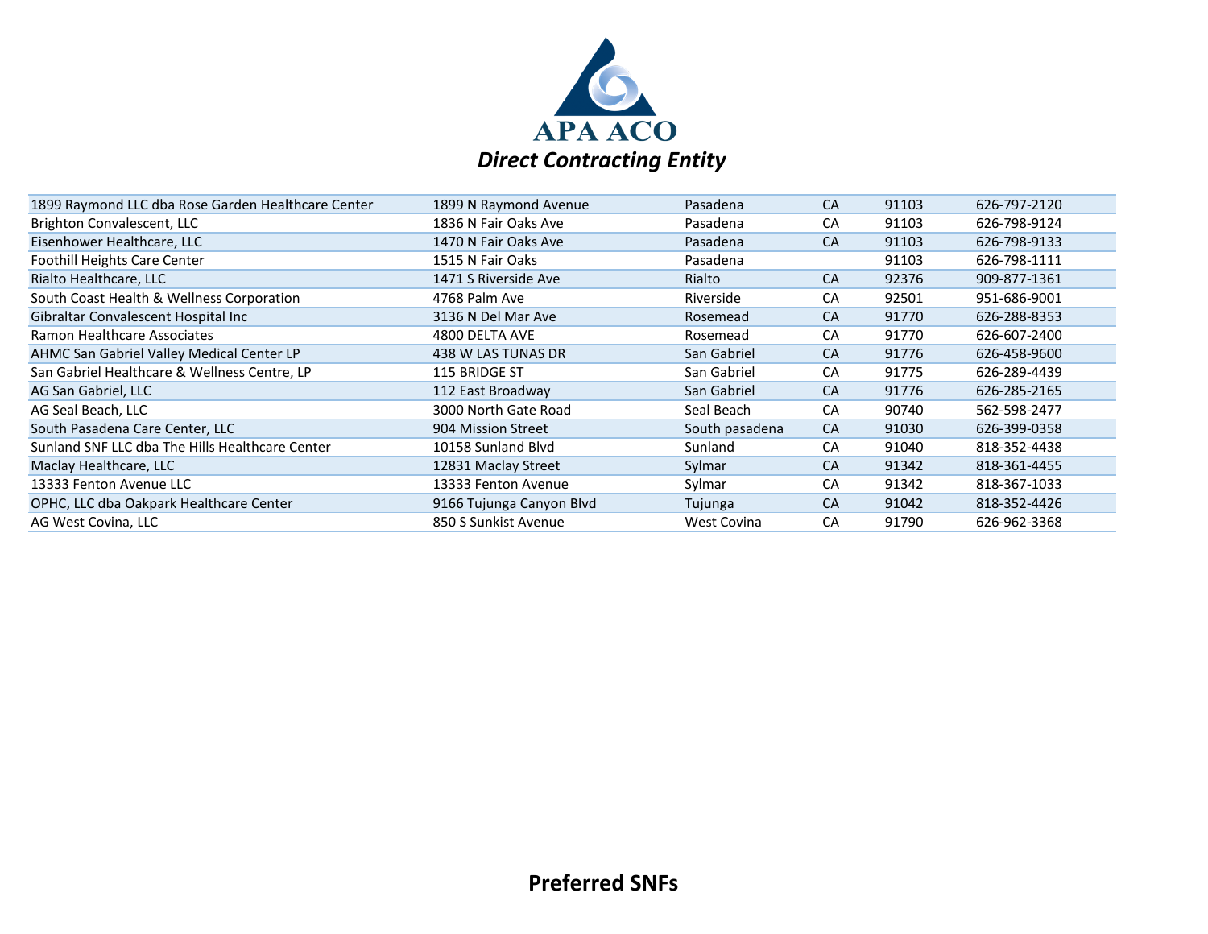APA ACO

***Direct Contracting Entity***

| | | | | | |
|---|---|---|---|---|---|
| 1899 Raymond LLC dba Rose Garden Healthcare Center | 1899 N Raymond Avenue | Pasadena | CA | 91103 | 626-797-2120 |
| Brighton Convalescent, LLC | 1836 N Fair Oaks Ave | Pasadena | CA | 91103 | 626-798-9124 |
| Eisenhower Healthcare, LLC | 1470 N Fair Oaks Ave | Pasadena | CA | 91103 | 626-798-9133 |
| Foothill Heights Care Center | 1515 N Fair Oaks | Pasadena | | 91103 | 626-798-1111 |
| Rialto Healthcare, LLC | 1471 S Riverside Ave | Rialto | CA | 92376 | 909-877-1361 |
| South Coast Health & Wellness Corporation | 4768 Palm Ave | Riverside | CA | 92501 | 951-686-9001 |
| Gibraltar Convalescent Hospital Inc | 3136 N Del Mar Ave | Rosemead | CA | 91770 | 626-288-8353 |
| Ramon Healthcare Associates | 4800 DELTA AVE | Rosemead | CA | 91770 | 626-607-2400 |
| AHMC San Gabriel Valley Medical Center LP | 438 W LAS TUNAS DR | San Gabriel | CA | 91776 | 626-458-9600 |
| San Gabriel Healthcare & Wellness Centre, LP | 115 BRIDGE ST | San Gabriel | CA | 91775 | 626-289-4439 |
| AG San Gabriel, LLC | 112 East Broadway | San Gabriel | CA | 91776 | 626-285-2165 |
| AG Seal Beach, LLC | 3000 North Gate Road | Seal Beach | CA | 90740 | 562-598-2477 |
| South Pasadena Care Center, LLC | 904 Mission Street | South pasadena | CA | 91030 | 626-399-0358 |
| Sunland SNF LLC dba The Hills Healthcare Center | 10158 Sunland Blvd | Sunland | CA | 91040 | 818-352-4438 |
| Maclay Healthcare, LLC | 12831 Maclay Street | Sylmar | CA | 91342 | 818-361-4455 |
| 13333 Fenton Avenue LLC | 13333 Fenton Avenue | Sylmar | CA | 91342 | 818-367-1033 |
| OPHC, LLC dba Oakpark Healthcare Center | 9166 Tujunga Canyon Blvd | Tujunga | CA | 91042 | 818-352-4426 |
| AG West Covina, LLC | 850 S Sunkist Avenue | West Covina | CA | 91790 | 626-962-3368 |

**Preferred SNFs**